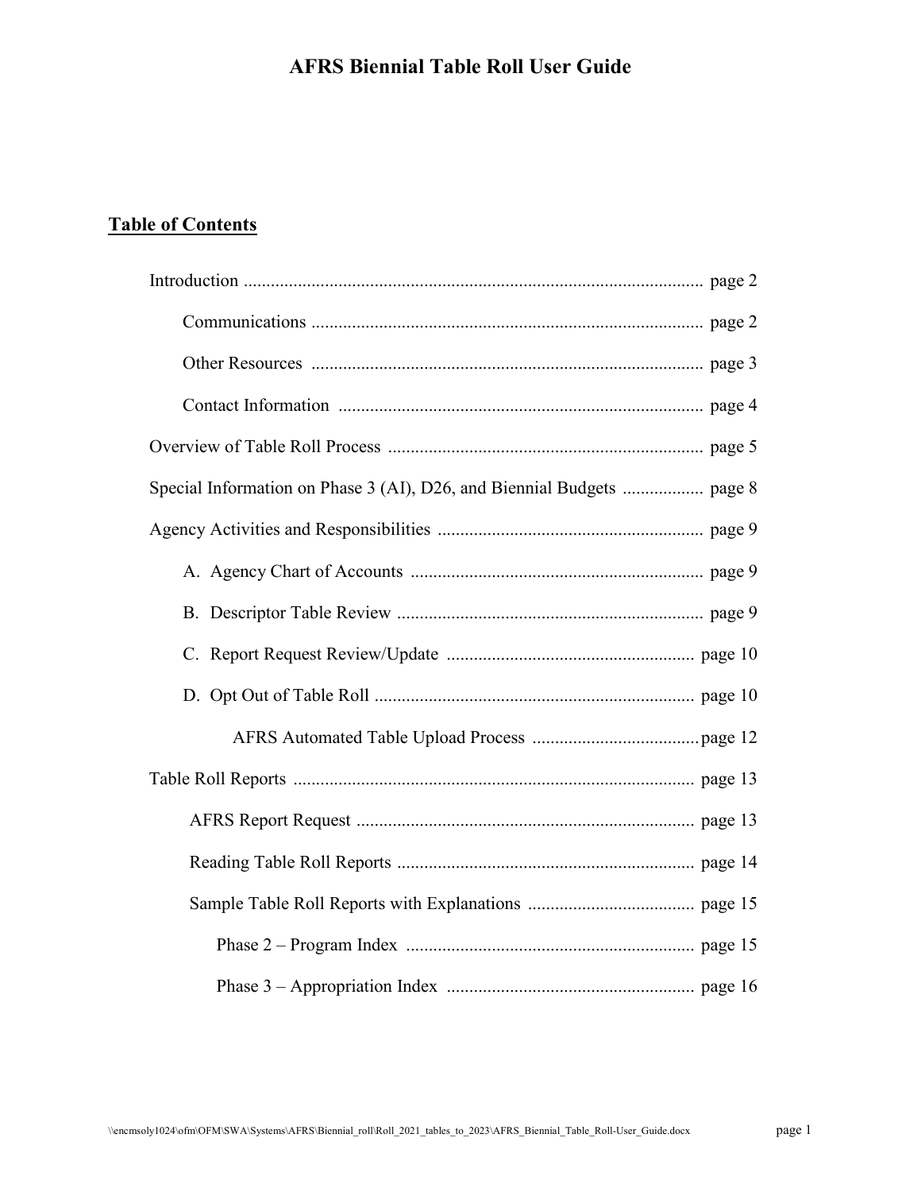# AFRS Biennial Table Roll User Guide

## Table of Contents

- Introduction ........................................................................................................ page 2
  - Communications ........................................................................................ page 2
  - Other Resources ........................................................................................ page 3
  - Contact Information .................................................................................. page 4
- Overview of Table Roll Process ...................................................................... page 5
- Special Information on Phase 3 (AI), D26, and Biennial Budgets .................. page 8
- Agency Activities and Responsibilities ............................................................ page 9
  - A. Agency Chart of Accounts ................................................................... page 9
  - B. Descriptor Table Review ...................................................................... page 9
  - C. Report Request Review/Update ........................................................... page 10
  - D. Opt Out of Table Roll .......................................................................... page 10
    - AFRS Automated Table Upload Process ..................................... page 12
- Table Roll Reports .......................................................................................... page 13
  - AFRS Report Request ............................................................................. page 13
  - Reading Table Roll Reports .................................................................... page 14
  - Sample Table Roll Reports with Explanations ........................................ page 15
    - Phase 2 – Program Index ................................................................. page 15
    - Phase 3 – Appropriation Index ......................................................... page 16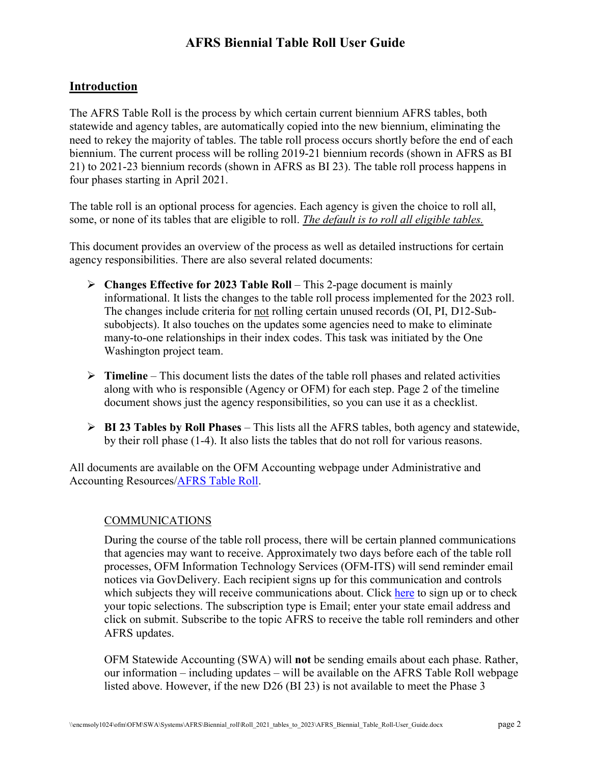# AFRS Biennial Table Roll User Guide

## Introduction

The AFRS Table Roll is the process by which certain current biennium AFRS tables, both statewide and agency tables, are automatically copied into the new biennium, eliminating the need to rekey the majority of tables. The table roll process occurs shortly before the end of each biennium. The current process will be rolling 2019-21 biennium records (shown in AFRS as BI 21) to 2021-23 biennium records (shown in AFRS as BI 23). The table roll process happens in four phases starting in April 2021.

The table roll is an optional process for agencies. Each agency is given the choice to roll all, some, or none of its tables that are eligible to roll. *The default is to roll all eligible tables.*

This document provides an overview of the process as well as detailed instructions for certain agency responsibilities. There are also several related documents:

- **Changes Effective for 2023 Table Roll** – This 2-page document is mainly informational. It lists the changes to the table roll process implemented for the 2023 roll. The changes include criteria for not rolling certain unused records (OI, PI, D12-Sub-subobjects). It also touches on the updates some agencies need to make to eliminate many-to-one relationships in their index codes. This task was initiated by the One Washington project team.
- **Timeline** – This document lists the dates of the table roll phases and related activities along with who is responsible (Agency or OFM) for each step. Page 2 of the timeline document shows just the agency responsibilities, so you can use it as a checklist.
- **BI 23 Tables by Roll Phases** – This lists all the AFRS tables, both agency and statewide, by their roll phase (1-4). It also lists the tables that do not roll for various reasons.

All documents are available on the OFM Accounting webpage under Administrative and Accounting Resources/[AFRS Table Roll](#).

### COMMUNICATIONS

During the course of the table roll process, there will be certain planned communications that agencies may want to receive. Approximately two days before each of the table roll processes, OFM Information Technology Services (OFM-ITS) will send reminder email notices via GovDelivery. Each recipient signs up for this communication and controls which subjects they will receive communications about. Click [here](#) to sign up or to check your topic selections. The subscription type is Email; enter your state email address and click on submit. Subscribe to the topic AFRS to receive the table roll reminders and other AFRS updates.

OFM Statewide Accounting (SWA) will **not** be sending emails about each phase. Rather, our information – including updates – will be available on the AFRS Table Roll webpage listed above. However, if the new D26 (BI 23) is not available to meet the Phase 3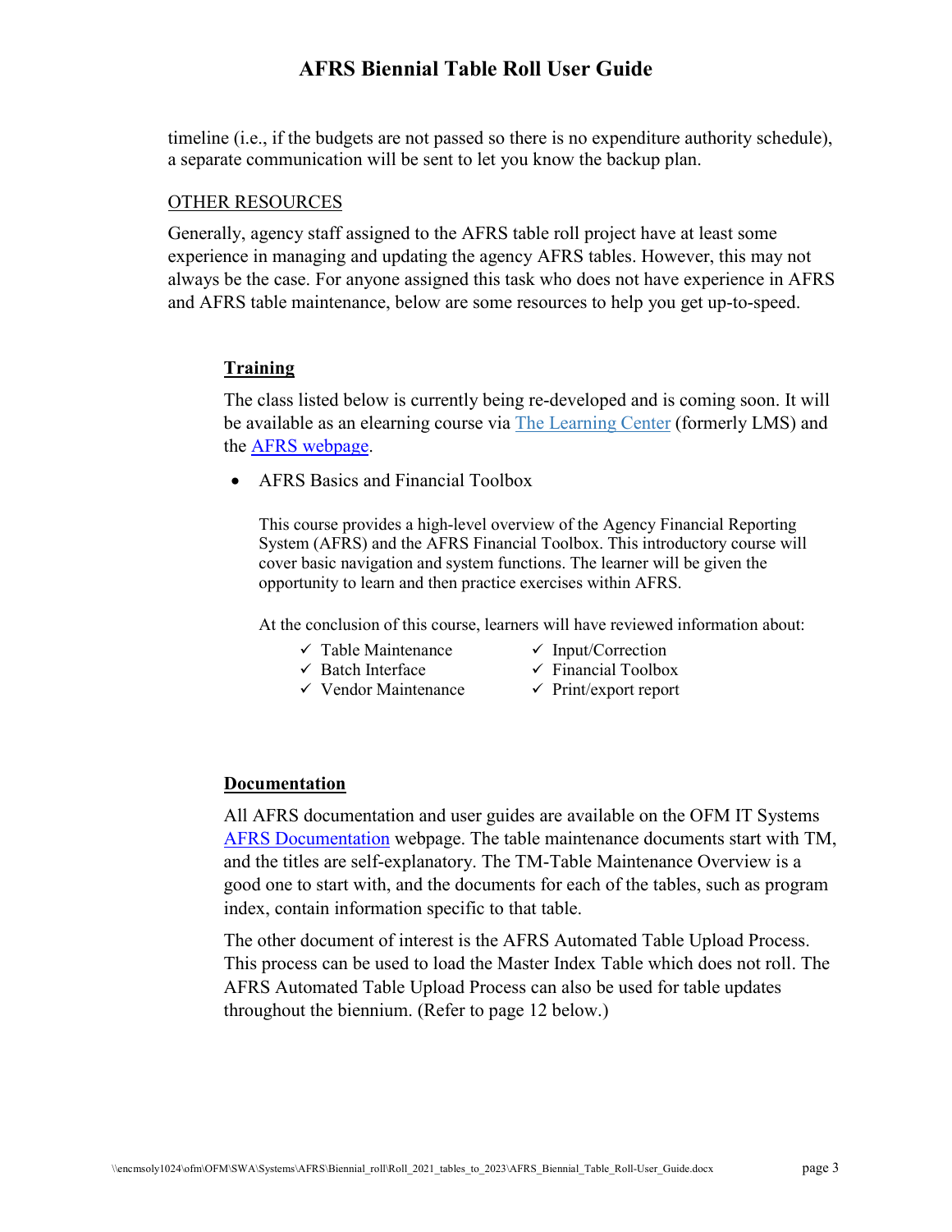timeline (i.e., if the budgets are not passed so there is no expenditure authority schedule), a separate communication will be sent to let you know the backup plan.

## OTHER RESOURCES

Generally, agency staff assigned to the AFRS table roll project have at least some experience in managing and updating the agency AFRS tables. However, this may not always be the case. For anyone assigned this task who does not have experience in AFRS and AFRS table maintenance, below are some resources to help you get up-to-speed.

### Training

The class listed below is currently being re-developed and is coming soon. It will be available as an elearning course via The Learning Center (formerly LMS) and the AFRS webpage.

- AFRS Basics and Financial Toolbox

  This course provides a high-level overview of the Agency Financial Reporting System (AFRS) and the AFRS Financial Toolbox. This introductory course will cover basic navigation and system functions. The learner will be given the opportunity to learn and then practice exercises within AFRS.

  At the conclusion of this course, learners will have reviewed information about:

  - ✓ Table Maintenance
  - ✓ Batch Interface
  - ✓ Vendor Maintenance
  - ✓ Input/Correction
  - ✓ Financial Toolbox
  - ✓ Print/export report

### Documentation

All AFRS documentation and user guides are available on the OFM IT Systems AFRS Documentation webpage. The table maintenance documents start with TM, and the titles are self-explanatory. The TM-Table Maintenance Overview is a good one to start with, and the documents for each of the tables, such as program index, contain information specific to that table.

The other document of interest is the AFRS Automated Table Upload Process. This process can be used to load the Master Index Table which does not roll. The AFRS Automated Table Upload Process can also be used for table updates throughout the biennium. (Refer to page 12 below.)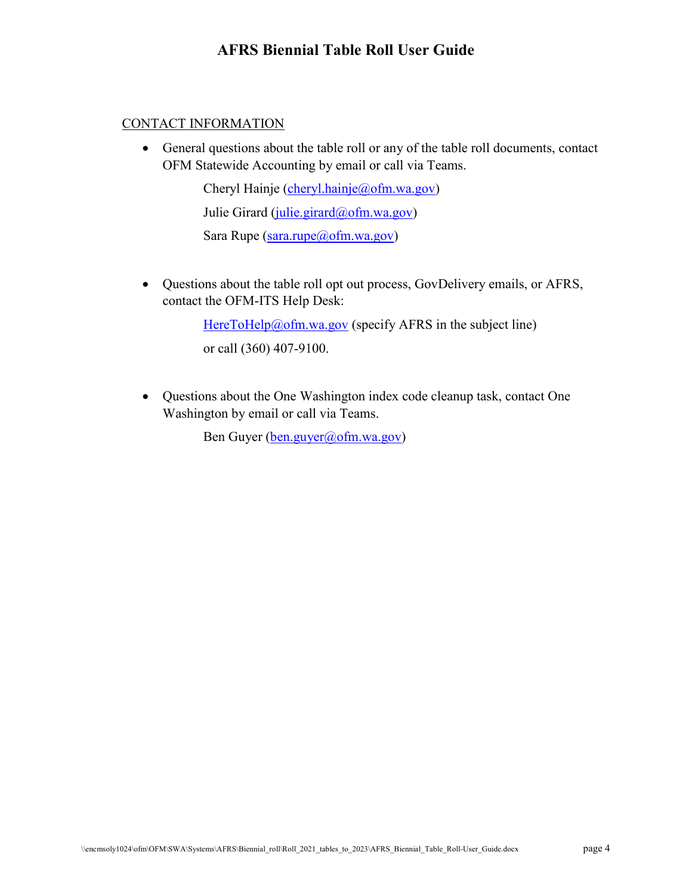CONTACT INFORMATION

- General questions about the table roll or any of the table roll documents, contact OFM Statewide Accounting by email or call via Teams.

  Cheryl Hainje (cheryl.hainje@ofm.wa.gov)

  Julie Girard (julie.girard@ofm.wa.gov)

  Sara Rupe (sara.rupe@ofm.wa.gov)

- Questions about the table roll opt out process, GovDelivery emails, or AFRS, contact the OFM-ITS Help Desk:

  HereToHelp@ofm.wa.gov (specify AFRS in the subject line)

  or call (360) 407-9100.

- Questions about the One Washington index code cleanup task, contact One Washington by email or call via Teams.

  Ben Guyer (ben.guyer@ofm.wa.gov)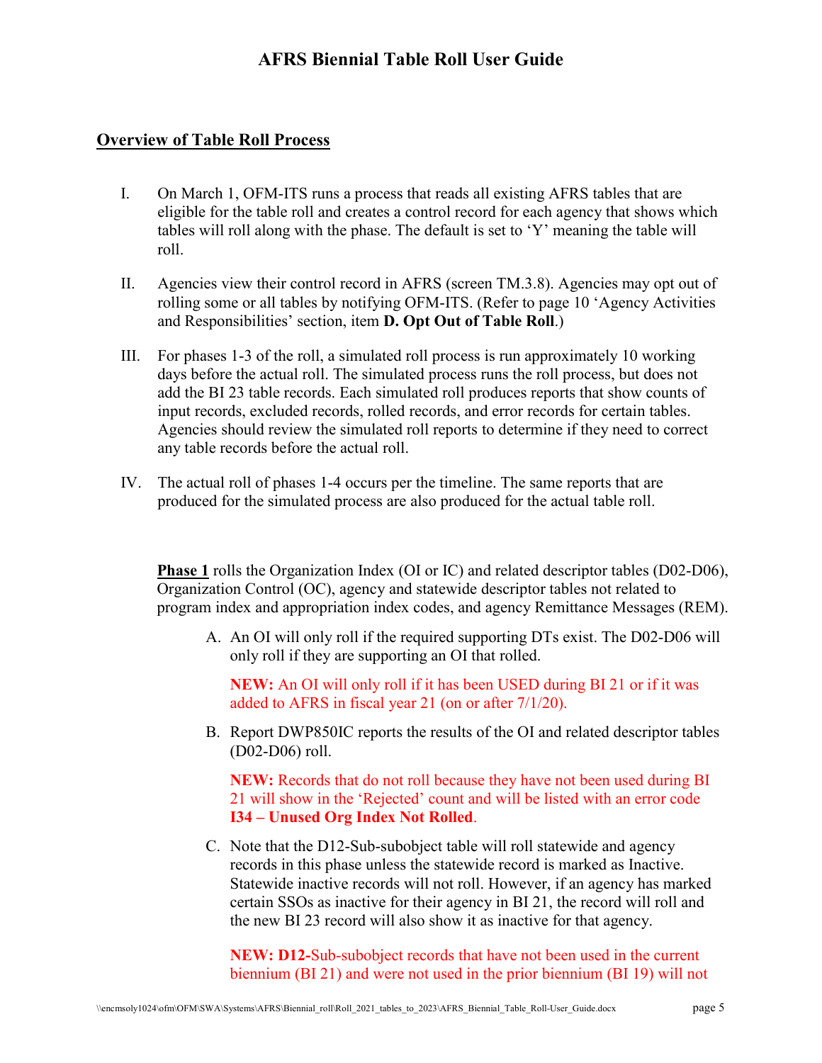## Overview of Table Roll Process

I. On March 1, OFM-ITS runs a process that reads all existing AFRS tables that are eligible for the table roll and creates a control record for each agency that shows which tables will roll along with the phase. The default is set to 'Y' meaning the table will roll.

II. Agencies view their control record in AFRS (screen TM.3.8). Agencies may opt out of rolling some or all tables by notifying OFM-ITS. (Refer to page 10 'Agency Activities and Responsibilities' section, item **D. Opt Out of Table Roll**.)

III. For phases 1-3 of the roll, a simulated roll process is run approximately 10 working days before the actual roll. The simulated process runs the roll process, but does not add the BI 23 table records. Each simulated roll produces reports that show counts of input records, excluded records, rolled records, and error records for certain tables. Agencies should review the simulated roll reports to determine if they need to correct any table records before the actual roll.

IV. The actual roll of phases 1-4 occurs per the timeline. The same reports that are produced for the simulated process are also produced for the actual table roll.

**Phase 1** rolls the Organization Index (OI or IC) and related descriptor tables (D02-D06), Organization Control (OC), agency and statewide descriptor tables not related to program index and appropriation index codes, and agency Remittance Messages (REM).

A. An OI will only roll if the required supporting DTs exist. The D02-D06 will only roll if they are supporting an OI that rolled.

   **NEW:** An OI will only roll if it has been USED during BI 21 or if it was added to AFRS in fiscal year 21 (on or after 7/1/20).

B. Report DWP850IC reports the results of the OI and related descriptor tables (D02-D06) roll.

   **NEW:** Records that do not roll because they have not been used during BI 21 will show in the 'Rejected' count and will be listed with an error code **I34 – Unused Org Index Not Rolled**.

C. Note that the D12-Sub-subobject table will roll statewide and agency records in this phase unless the statewide record is marked as Inactive. Statewide inactive records will not roll. However, if an agency has marked certain SSOs as inactive for their agency in BI 21, the record will roll and the new BI 23 record will also show it as inactive for that agency.

   **NEW: D12-**Sub-subobject records that have not been used in the current biennium (BI 21) and were not used in the prior biennium (BI 19) will not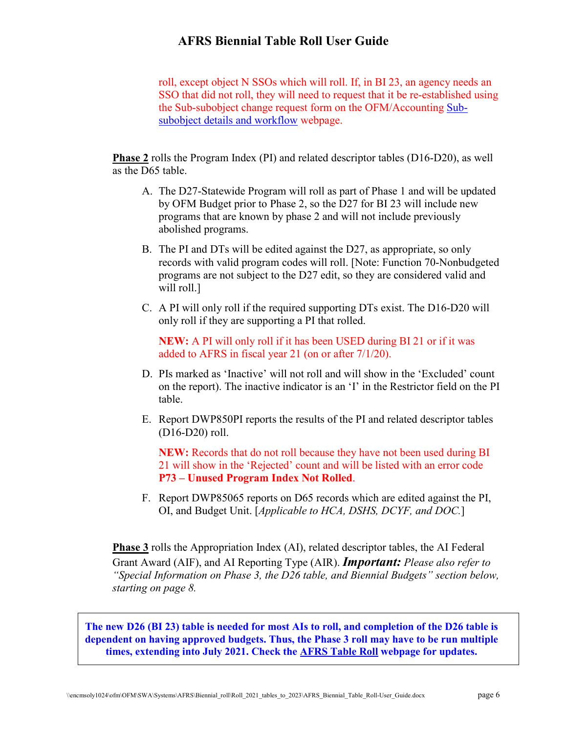roll, except object N SSOs which will roll. If, in BI 23, an agency needs an SSO that did not roll, they will need to request that it be re-established using the Sub-subobject change request form on the OFM/Accounting Sub-subobject details and workflow webpage.

**Phase 2** rolls the Program Index (PI) and related descriptor tables (D16-D20), as well as the D65 table.

A. The D27-Statewide Program will roll as part of Phase 1 and will be updated by OFM Budget prior to Phase 2, so the D27 for BI 23 will include new programs that are known by phase 2 and will not include previously abolished programs.

B. The PI and DTs will be edited against the D27, as appropriate, so only records with valid program codes will roll. [Note: Function 70-Nonbudgeted programs are not subject to the D27 edit, so they are considered valid and will roll.]

C. A PI will only roll if the required supporting DTs exist. The D16-D20 will only roll if they are supporting a PI that rolled.

   **NEW:** A PI will only roll if it has been USED during BI 21 or if it was added to AFRS in fiscal year 21 (on or after 7/1/20).

D. PIs marked as 'Inactive' will not roll and will show in the 'Excluded' count on the report). The inactive indicator is an 'I' in the Restrictor field on the PI table.

E. Report DWP850PI reports the results of the PI and related descriptor tables (D16-D20) roll.

   **NEW:** Records that do not roll because they have not been used during BI 21 will show in the 'Rejected' count and will be listed with an error code **P73 – Unused Program Index Not Rolled**.

F. Report DWP85065 reports on D65 records which are edited against the PI, OI, and Budget Unit. [*Applicable to HCA, DSHS, DCYF, and DOC.*]

**Phase 3** rolls the Appropriation Index (AI), related descriptor tables, the AI Federal Grant Award (AIF), and AI Reporting Type (AIR). ***Important:*** *Please also refer to "Special Information on Phase 3, the D26 table, and Biennial Budgets" section below, starting on page 8.*

**The new D26 (BI 23) table is needed for most AIs to roll, and completion of the D26 table is dependent on having approved budgets. Thus, the Phase 3 roll may have to be run multiple times, extending into July 2021. Check the AFRS Table Roll webpage for updates.**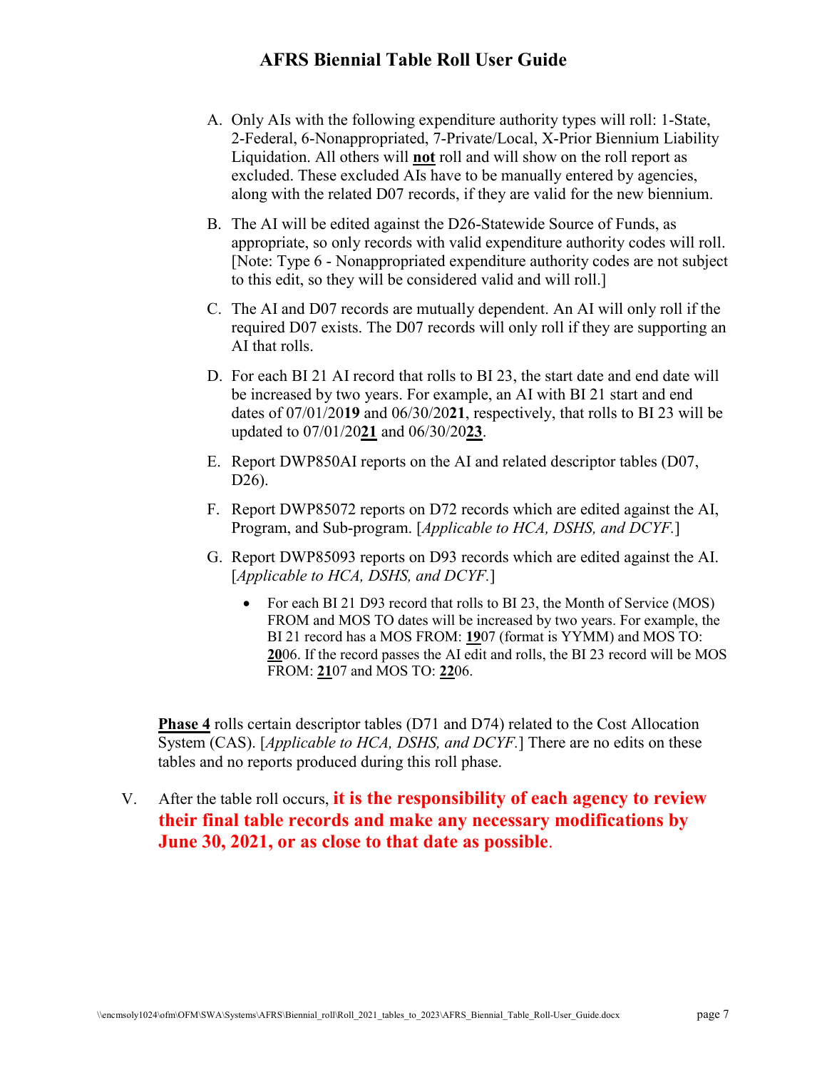A. Only AIs with the following expenditure authority types will roll: 1-State, 2-Federal, 6-Nonappropriated, 7-Private/Local, X-Prior Biennium Liability Liquidation. All others will **not** roll and will show on the roll report as excluded. These excluded AIs have to be manually entered by agencies, along with the related D07 records, if they are valid for the new biennium.

B. The AI will be edited against the D26-Statewide Source of Funds, as appropriate, so only records with valid expenditure authority codes will roll. [Note: Type 6 - Nonappropriated expenditure authority codes are not subject to this edit, so they will be considered valid and will roll.]

C. The AI and D07 records are mutually dependent. An AI will only roll if the required D07 exists. The D07 records will only roll if they are supporting an AI that rolls.

D. For each BI 21 AI record that rolls to BI 23, the start date and end date will be increased by two years. For example, an AI with BI 21 start and end dates of 07/01/20**19** and 06/30/20**21**, respectively, that rolls to BI 23 will be updated to 07/01/20**21** and 06/30/20**23**.

E. Report DWP850AI reports on the AI and related descriptor tables (D07, D26).

F. Report DWP85072 reports on D72 records which are edited against the AI, Program, and Sub-program. [*Applicable to HCA, DSHS, and DCYF.*]

G. Report DWP85093 reports on D93 records which are edited against the AI. [*Applicable to HCA, DSHS, and DCYF.*]

   - For each BI 21 D93 record that rolls to BI 23, the Month of Service (MOS) FROM and MOS TO dates will be increased by two years. For example, the BI 21 record has a MOS FROM: **19**07 (format is YYMM) and MOS TO: **20**06. If the record passes the AI edit and rolls, the BI 23 record will be MOS FROM: **21**07 and MOS TO: **22**06.

**Phase 4** rolls certain descriptor tables (D71 and D74) related to the Cost Allocation System (CAS). [*Applicable to HCA, DSHS, and DCYF.*] There are no edits on these tables and no reports produced during this roll phase.

V. After the table roll occurs, **it is the responsibility of each agency to review their final table records and make any necessary modifications by June 30, 2021, or as close to that date as possible**.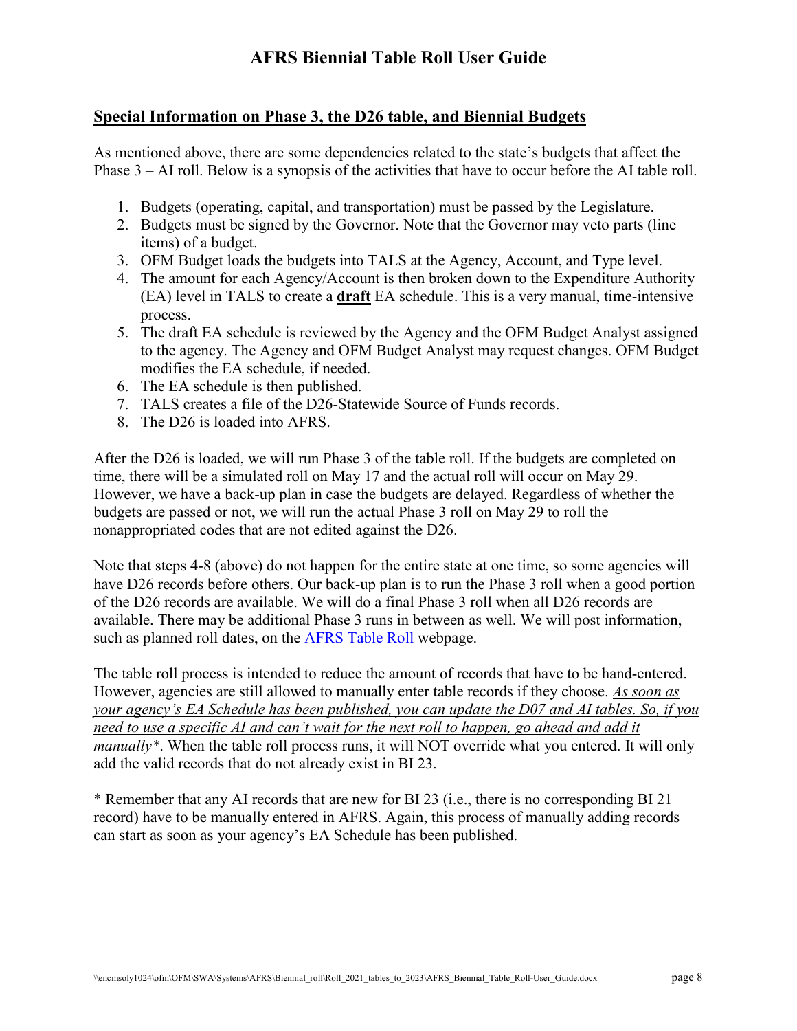## Special Information on Phase 3, the D26 table, and Biennial Budgets

As mentioned above, there are some dependencies related to the state's budgets that affect the Phase 3 – AI roll. Below is a synopsis of the activities that have to occur before the AI table roll.

1. Budgets (operating, capital, and transportation) must be passed by the Legislature.
2. Budgets must be signed by the Governor. Note that the Governor may veto parts (line items) of a budget.
3. OFM Budget loads the budgets into TALS at the Agency, Account, and Type level.
4. The amount for each Agency/Account is then broken down to the Expenditure Authority (EA) level in TALS to create a **draft** EA schedule. This is a very manual, time-intensive process.
5. The draft EA schedule is reviewed by the Agency and the OFM Budget Analyst assigned to the agency. The Agency and OFM Budget Analyst may request changes. OFM Budget modifies the EA schedule, if needed.
6. The EA schedule is then published.
7. TALS creates a file of the D26-Statewide Source of Funds records.
8. The D26 is loaded into AFRS.

After the D26 is loaded, we will run Phase 3 of the table roll. If the budgets are completed on time, there will be a simulated roll on May 17 and the actual roll will occur on May 29. However, we have a back-up plan in case the budgets are delayed. Regardless of whether the budgets are passed or not, we will run the actual Phase 3 roll on May 29 to roll the nonappropriated codes that are not edited against the D26.

Note that steps 4-8 (above) do not happen for the entire state at one time, so some agencies will have D26 records before others. Our back-up plan is to run the Phase 3 roll when a good portion of the D26 records are available. We will do a final Phase 3 roll when all D26 records are available. There may be additional Phase 3 runs in between as well. We will post information, such as planned roll dates, on the AFRS Table Roll webpage.

The table roll process is intended to reduce the amount of records that have to be hand-entered. However, agencies are still allowed to manually enter table records if they choose. *As soon as your agency's EA Schedule has been published, you can update the D07 and AI tables. So, if you need to use a specific AI and can't wait for the next roll to happen, go ahead and add it manually**. When the table roll process runs, it will NOT override what you entered. It will only add the valid records that do not already exist in BI 23.

* Remember that any AI records that are new for BI 23 (i.e., there is no corresponding BI 21 record) have to be manually entered in AFRS. Again, this process of manually adding records can start as soon as your agency's EA Schedule has been published.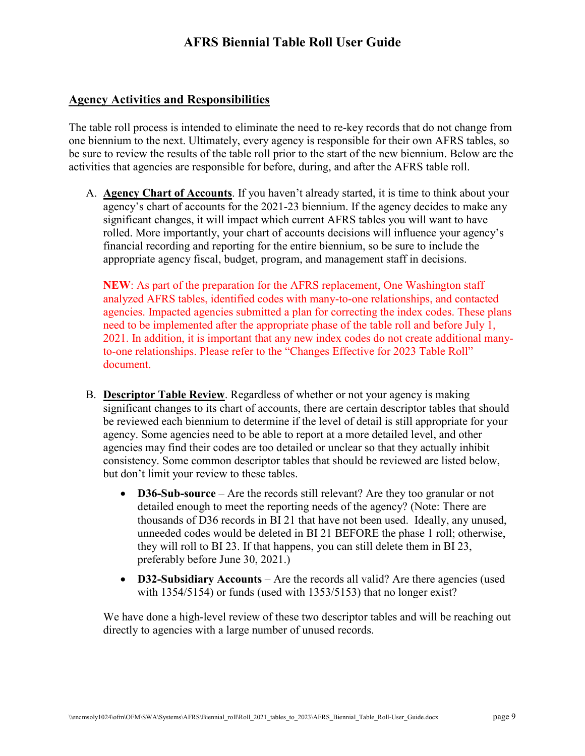## Agency Activities and Responsibilities

The table roll process is intended to eliminate the need to re-key records that do not change from one biennium to the next. Ultimately, every agency is responsible for their own AFRS tables, so be sure to review the results of the table roll prior to the start of the new biennium. Below are the activities that agencies are responsible for before, during, and after the AFRS table roll.

A. **Agency Chart of Accounts**. If you haven't already started, it is time to think about your agency's chart of accounts for the 2021-23 biennium. If the agency decides to make any significant changes, it will impact which current AFRS tables you will want to have rolled. More importantly, your chart of accounts decisions will influence your agency's financial recording and reporting for the entire biennium, so be sure to include the appropriate agency fiscal, budget, program, and management staff in decisions.

   **NEW**: As part of the preparation for the AFRS replacement, One Washington staff analyzed AFRS tables, identified codes with many-to-one relationships, and contacted agencies. Impacted agencies submitted a plan for correcting the index codes. These plans need to be implemented after the appropriate phase of the table roll and before July 1, 2021. In addition, it is important that any new index codes do not create additional many-to-one relationships. Please refer to the "Changes Effective for 2023 Table Roll" document.

B. **Descriptor Table Review**. Regardless of whether or not your agency is making significant changes to its chart of accounts, there are certain descriptor tables that should be reviewed each biennium to determine if the level of detail is still appropriate for your agency. Some agencies need to be able to report at a more detailed level, and other agencies may find their codes are too detailed or unclear so that they actually inhibit consistency. Some common descriptor tables that should be reviewed are listed below, but don't limit your review to these tables.

   - **D36-Sub-source** – Are the records still relevant? Are they too granular or not detailed enough to meet the reporting needs of the agency? (Note: There are thousands of D36 records in BI 21 that have not been used. Ideally, any unused, unneeded codes would be deleted in BI 21 BEFORE the phase 1 roll; otherwise, they will roll to BI 23. If that happens, you can still delete them in BI 23, preferably before June 30, 2021.)
   - **D32-Subsidiary Accounts** – Are the records all valid? Are there agencies (used with 1354/5154) or funds (used with 1353/5153) that no longer exist?

   We have done a high-level review of these two descriptor tables and will be reaching out directly to agencies with a large number of unused records.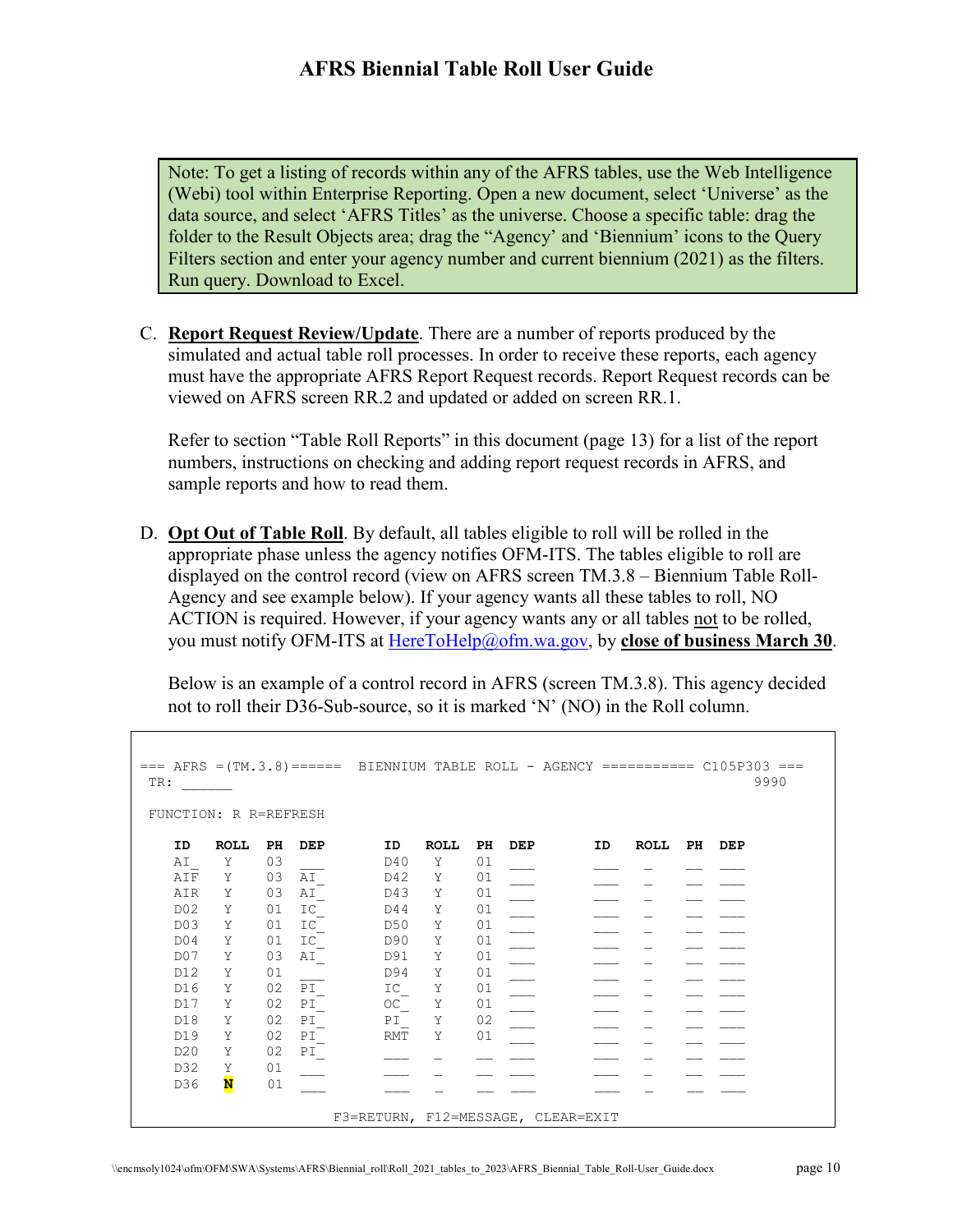> Note: To get a listing of records within any of the AFRS tables, use the Web Intelligence (Webi) tool within Enterprise Reporting. Open a new document, select 'Universe' as the data source, and select 'AFRS Titles' as the universe. Choose a specific table: drag the folder to the Result Objects area; drag the "Agency" and 'Biennium' icons to the Query Filters section and enter your agency number and current biennium (2021) as the filters. Run query. Download to Excel.

C. **Report Request Review/Update**. There are a number of reports produced by the simulated and actual table roll processes. In order to receive these reports, each agency must have the appropriate AFRS Report Request records. Report Request records can be viewed on AFRS screen RR.2 and updated or added on screen RR.1.

   Refer to section "Table Roll Reports" in this document (page 13) for a list of the report numbers, instructions on checking and adding report request records in AFRS, and sample reports and how to read them.

D. **Opt Out of Table Roll**. By default, all tables eligible to roll will be rolled in the appropriate phase unless the agency notifies OFM-ITS. The tables eligible to roll are displayed on the control record (view on AFRS screen TM.3.8 – Biennium Table Roll-Agency and see example below). If your agency wants all these tables to roll, NO ACTION is required. However, if your agency wants any or all tables not to be rolled, you must notify OFM-ITS at HereToHelp@ofm.wa.gov, by **close of business March 30**.

   Below is an example of a control record in AFRS (screen TM.3.8). This agency decided not to roll their D36-Sub-source, so it is marked 'N' (NO) in the Roll column.

```
=== AFRS =(TM.3.8)======  BIENNIUM TABLE ROLL - AGENCY =========== C105P303 ===
 TR: ______                                                              9990

 FUNCTION: R R=REFRESH

    ID    ROLL  PH  DEP       ID    ROLL  PH  DEP       ID    ROLL  PH  DEP
    AI_    Y    03  ___       D40    Y    01  ___       ___    _    __  ___
    AIF    Y    03  AI_       D42    Y    01  ___       ___    _    __  ___
    AIR    Y    03  AI_       D43    Y    01  ___       ___    _    __  ___
    D02    Y    01  IC_       D44    Y    01  ___       ___    _    __  ___
    D03    Y    01  IC_       D50    Y    01  ___       ___    _    __  ___
    D04    Y    01  IC_       D90    Y    01  ___       ___    _    __  ___
    D07    Y    03  AI_       D91    Y    01  ___       ___    _    __  ___
    D12    Y    01  ___       D94    Y    01  ___       ___    _    __  ___
    D16    Y    02  PI_       IC_    Y    01  ___       ___    _    __  ___
    D17    Y    02  PI_       OC_    Y    01  ___       ___    _    __  ___
    D18    Y    02  PI_       PI_    Y    02  ___       ___    _    __  ___
    D19    Y    02  PI_       RMT    Y    01  ___       ___    _    __  ___
    D20    Y    02  PI_       ___    _    __  ___       ___    _    __  ___
    D32    Y    01  ___       ___    _    __  ___       ___    _    __  ___
    D36    N    01  ___       ___    _    __  ___       ___    _    __  ___

                     F3=RETURN, F12=MESSAGE, CLEAR=EXIT
```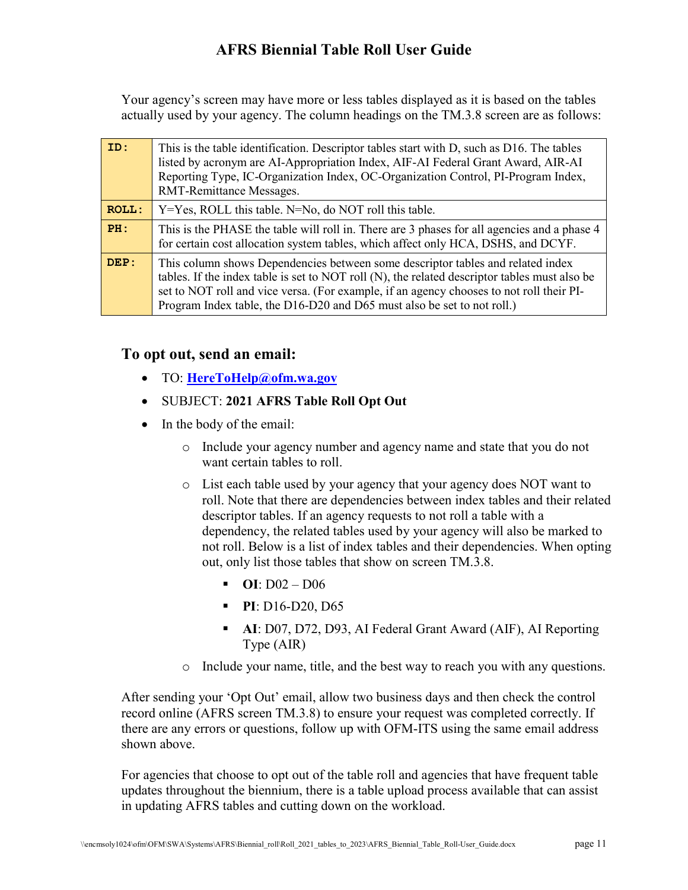Your agency's screen may have more or less tables displayed as it is based on the tables actually used by your agency. The column headings on the TM.3.8 screen are as follows:

| | |
|---|---|
| **ID:** | This is the table identification. Descriptor tables start with D, such as D16. The tables listed by acronym are AI-Appropriation Index, AIF-AI Federal Grant Award, AIR-AI Reporting Type, IC-Organization Index, OC-Organization Control, PI-Program Index, RMT-Remittance Messages. |
| **ROLL:** | Y=Yes, ROLL this table. N=No, do NOT roll this table. |
| **PH:** | This is the PHASE the table will roll in. There are 3 phases for all agencies and a phase 4 for certain cost allocation system tables, which affect only HCA, DSHS, and DCYF. |
| **DEP:** | This column shows Dependencies between some descriptor tables and related index tables. If the index table is set to NOT roll (N), the related descriptor tables must also be set to NOT roll and vice versa. (For example, if an agency chooses to not roll their PI-Program Index table, the D16-D20 and D65 must also be set to not roll.) |

## To opt out, send an email:

- TO: **HereToHelp@ofm.wa.gov**
- SUBJECT: **2021 AFRS Table Roll Opt Out**
- In the body of the email:
  - Include your agency number and agency name and state that you do not want certain tables to roll.
  - List each table used by your agency that your agency does NOT want to roll. Note that there are dependencies between index tables and their related descriptor tables. If an agency requests to not roll a table with a dependency, the related tables used by your agency will also be marked to not roll. Below is a list of index tables and their dependencies. When opting out, only list those tables that show on screen TM.3.8.
    - **OI**: D02 – D06
    - **PI**: D16-D20, D65
    - **AI**: D07, D72, D93, AI Federal Grant Award (AIF), AI Reporting Type (AIR)
  - Include your name, title, and the best way to reach you with any questions.

After sending your 'Opt Out' email, allow two business days and then check the control record online (AFRS screen TM.3.8) to ensure your request was completed correctly. If there are any errors or questions, follow up with OFM-ITS using the same email address shown above.

For agencies that choose to opt out of the table roll and agencies that have frequent table updates throughout the biennium, there is a table upload process available that can assist in updating AFRS tables and cutting down on the workload.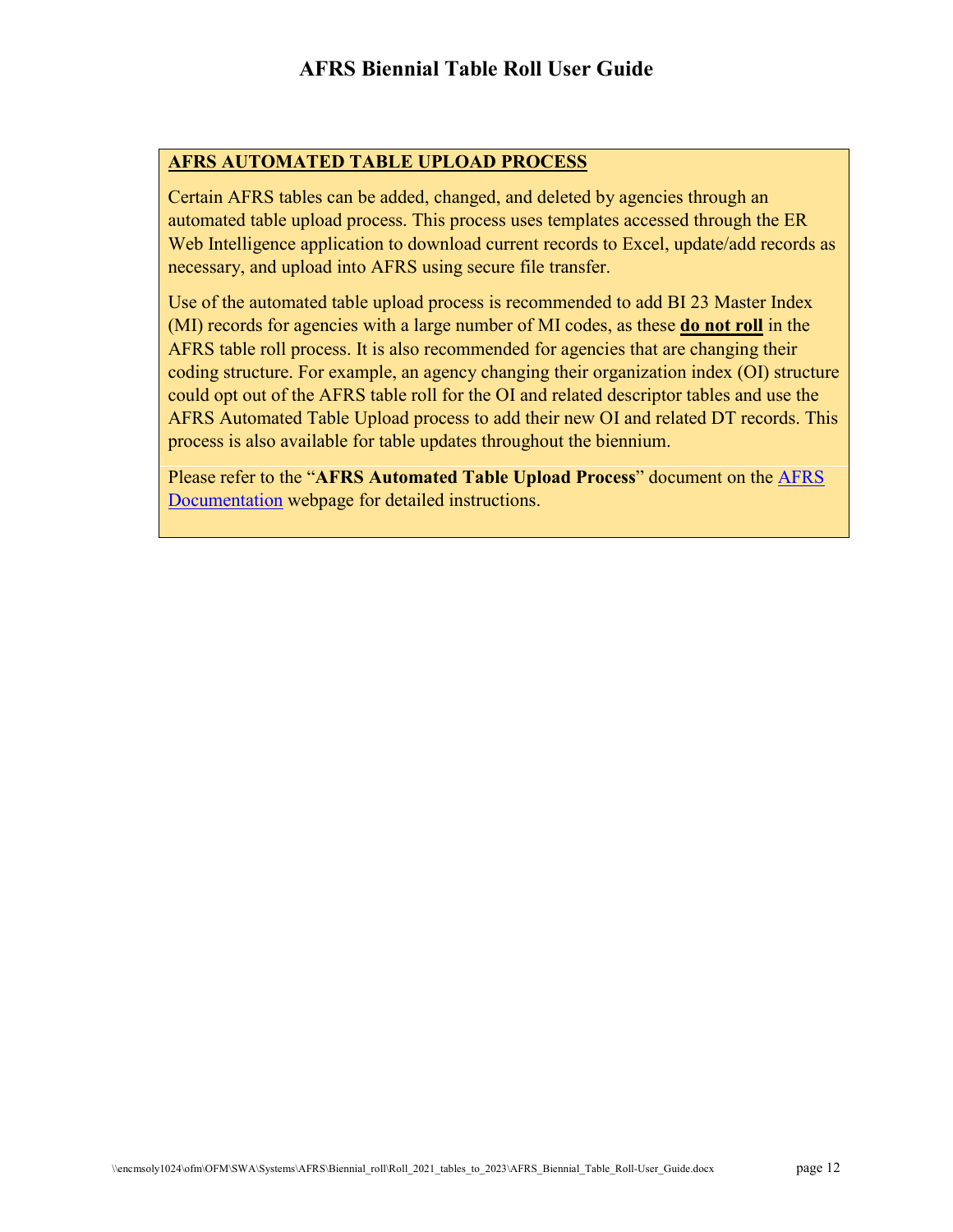## AFRS AUTOMATED TABLE UPLOAD PROCESS

Certain AFRS tables can be added, changed, and deleted by agencies through an automated table upload process. This process uses templates accessed through the ER Web Intelligence application to download current records to Excel, update/add records as necessary, and upload into AFRS using secure file transfer.

Use of the automated table upload process is recommended to add BI 23 Master Index (MI) records for agencies with a large number of MI codes, as these **do not roll** in the AFRS table roll process. It is also recommended for agencies that are changing their coding structure. For example, an agency changing their organization index (OI) structure could opt out of the AFRS table roll for the OI and related descriptor tables and use the AFRS Automated Table Upload process to add their new OI and related DT records. This process is also available for table updates throughout the biennium.

Please refer to the "**AFRS Automated Table Upload Process**" document on the AFRS Documentation webpage for detailed instructions.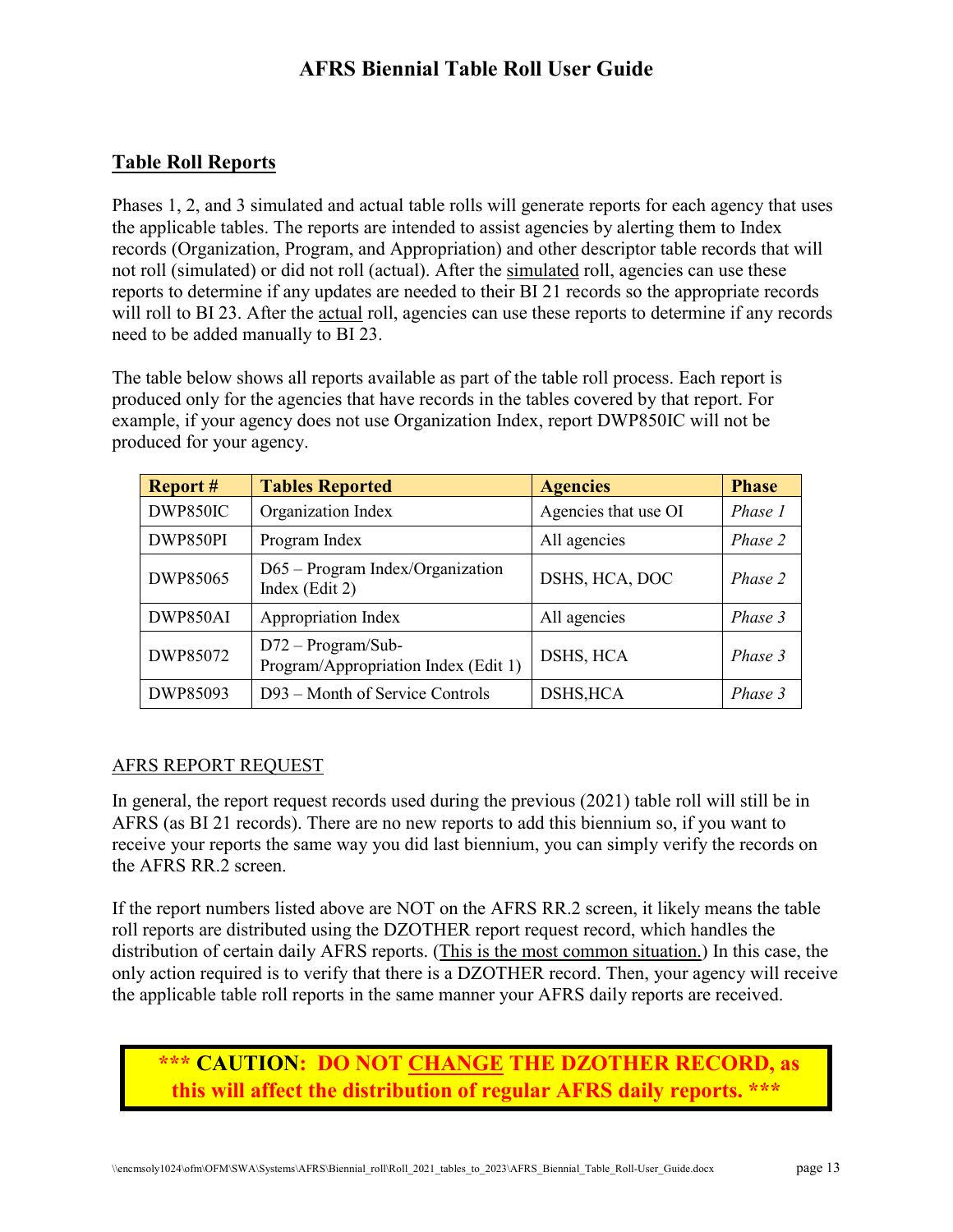## Table Roll Reports

Phases 1, 2, and 3 simulated and actual table rolls will generate reports for each agency that uses the applicable tables. The reports are intended to assist agencies by alerting them to Index records (Organization, Program, and Appropriation) and other descriptor table records that will not roll (simulated) or did not roll (actual). After the simulated roll, agencies can use these reports to determine if any updates are needed to their BI 21 records so the appropriate records will roll to BI 23. After the actual roll, agencies can use these reports to determine if any records need to be added manually to BI 23.

The table below shows all reports available as part of the table roll process. Each report is produced only for the agencies that have records in the tables covered by that report. For example, if your agency does not use Organization Index, report DWP850IC will not be produced for your agency.

| Report # | Tables Reported | Agencies | Phase |
|---|---|---|---|
| DWP850IC | Organization Index | Agencies that use OI | *Phase 1* |
| DWP850PI | Program Index | All agencies | *Phase 2* |
| DWP85065 | D65 – Program Index/Organization Index (Edit 2) | DSHS, HCA, DOC | *Phase 2* |
| DWP850AI | Appropriation Index | All agencies | *Phase 3* |
| DWP85072 | D72 – Program/Sub-Program/Appropriation Index (Edit 1) | DSHS, HCA | *Phase 3* |
| DWP85093 | D93 – Month of Service Controls | DSHS,HCA | *Phase 3* |

AFRS REPORT REQUEST

In general, the report request records used during the previous (2021) table roll will still be in AFRS (as BI 21 records). There are no new reports to add this biennium so, if you want to receive your reports the same way you did last biennium, you can simply verify the records on the AFRS RR.2 screen.

If the report numbers listed above are NOT on the AFRS RR.2 screen, it likely means the table roll reports are distributed using the DZOTHER report request record, which handles the distribution of certain daily AFRS reports. (This is the most common situation.) In this case, the only action required is to verify that there is a DZOTHER record. Then, your agency will receive the applicable table roll reports in the same manner your AFRS daily reports are received.

**\*\*\* CAUTION: DO NOT CHANGE THE DZOTHER RECORD, as this will affect the distribution of regular AFRS daily reports. \*\*\***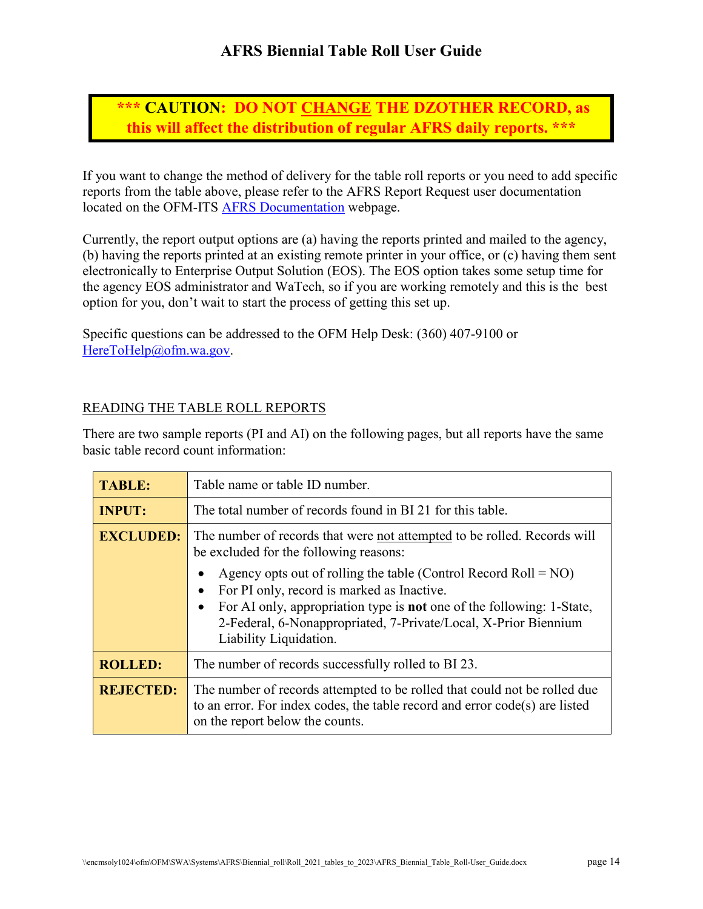**\*\*\* CAUTION: DO NOT CHANGE THE DZOTHER RECORD, as this will affect the distribution of regular AFRS daily reports. \*\*\***

If you want to change the method of delivery for the table roll reports or you need to add specific reports from the table above, please refer to the AFRS Report Request user documentation located on the OFM-ITS [AFRS Documentation](AFRS Documentation) webpage.

Currently, the report output options are (a) having the reports printed and mailed to the agency, (b) having the reports printed at an existing remote printer in your office, or (c) having them sent electronically to Enterprise Output Solution (EOS). The EOS option takes some setup time for the agency EOS administrator and WaTech, so if you are working remotely and this is the best option for you, don't wait to start the process of getting this set up.

Specific questions can be addressed to the OFM Help Desk: (360) 407-9100 or [HereToHelp@ofm.wa.gov](mailto:HereToHelp@ofm.wa.gov).

## READING THE TABLE ROLL REPORTS

There are two sample reports (PI and AI) on the following pages, but all reports have the same basic table record count information:

| | |
|---|---|
| **TABLE:** | Table name or table ID number. |
| **INPUT:** | The total number of records found in BI 21 for this table. |
| **EXCLUDED:** | The number of records that were not attempted to be rolled. Records will be excluded for the following reasons:<br>• Agency opts out of rolling the table (Control Record Roll = NO)<br>• For PI only, record is marked as Inactive.<br>• For AI only, appropriation type is **not** one of the following: 1-State, 2-Federal, 6-Nonappropriated, 7-Private/Local, X-Prior Biennium Liability Liquidation. |
| **ROLLED:** | The number of records successfully rolled to BI 23. |
| **REJECTED:** | The number of records attempted to be rolled that could not be rolled due to an error. For index codes, the table record and error code(s) are listed on the report below the counts. |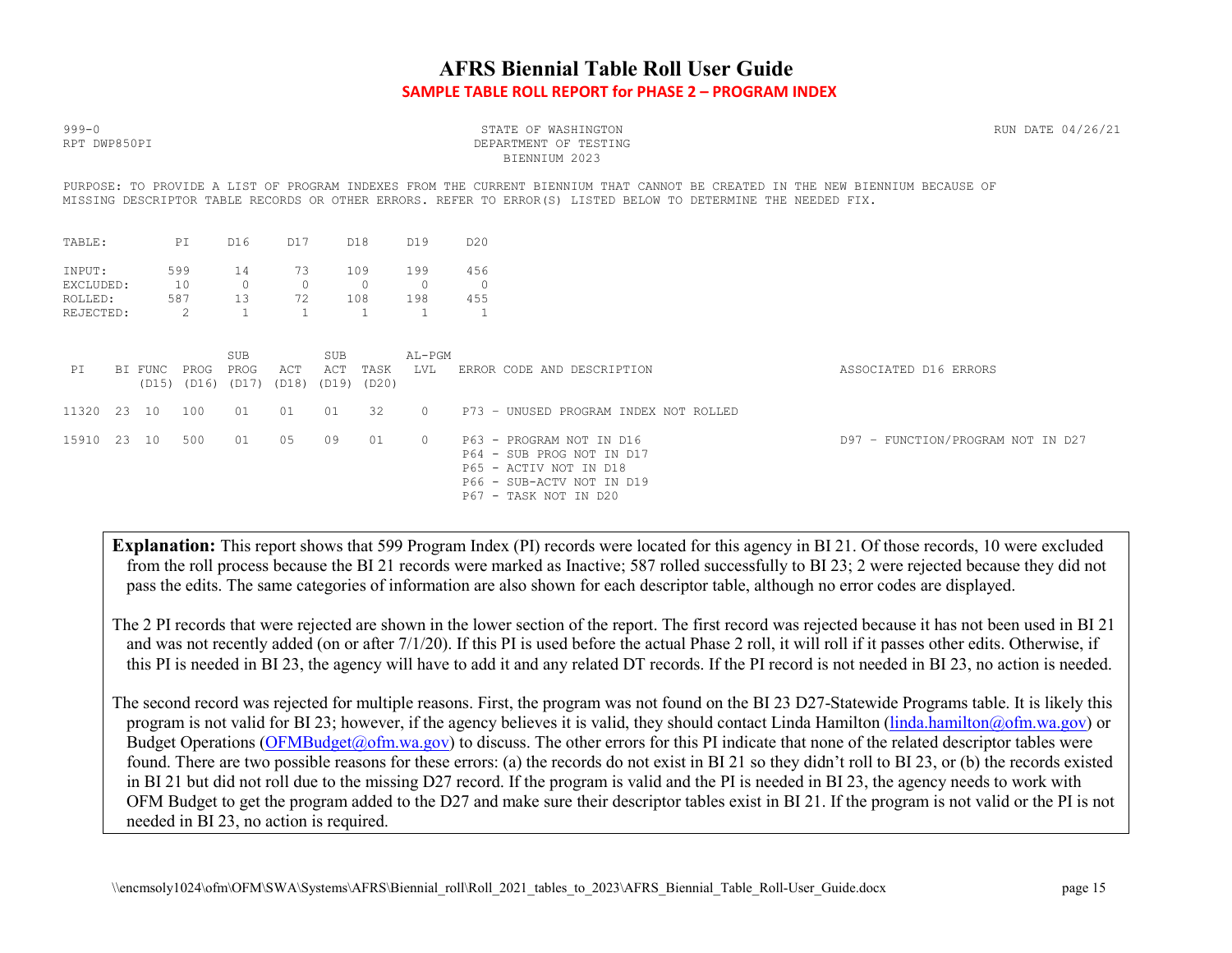# AFRS Biennial Table Roll User Guide

## SAMPLE TABLE ROLL REPORT for PHASE 2 – PROGRAM INDEX

```
999-0                                            STATE OF WASHINGTON                                        RUN DATE 04/26/21
RPT DWP850PI                                     DEPARTMENT OF TESTING
                                                    BIENNIUM 2023

PURPOSE: TO PROVIDE A LIST OF PROGRAM INDEXES FROM THE CURRENT BIENNIUM THAT CANNOT BE CREATED IN THE NEW BIENNIUM BECAUSE OF
MISSING DESCRIPTOR TABLE RECORDS OR OTHER ERRORS. REFER TO ERROR(S) LISTED BELOW TO DETERMINE THE NEEDED FIX.

TABLE:          PI     D16     D17     D18     D19     D20

INPUT:         599      14      73     109     199     456
EXCLUDED:       10       0       0       0       0       0
ROLLED:        587      13      72     108     198     455
REJECTED:        2       1       1       1       1       1


                        SUB           SUB           AL-PGM
 PI     BI FUNC  PROG  PROG   ACT    ACT  TASK   LVL    ERROR CODE AND DESCRIPTION                     ASSOCIATED D16 ERRORS
           (D15) (D16) (D17) (D18) (D19) (D20)

11320  23  10    100    01    01    01    32     0     P73 - UNUSED PROGRAM INDEX NOT ROLLED

15910  23  10    500    01    05    09    01     0     P63 - PROGRAM NOT IN D16                        D97 - FUNCTION/PROGRAM NOT IN D27
                                                       P64 - SUB PROG NOT IN D17
                                                       P65 - ACTIV NOT IN D18
                                                       P66 - SUB-ACTV NOT IN D19
                                                       P67 - TASK NOT IN D20
```

**Explanation:** This report shows that 599 Program Index (PI) records were located for this agency in BI 21. Of those records, 10 were excluded from the roll process because the BI 21 records were marked as Inactive; 587 rolled successfully to BI 23; 2 were rejected because they did not pass the edits. The same categories of information are also shown for each descriptor table, although no error codes are displayed.

The 2 PI records that were rejected are shown in the lower section of the report. The first record was rejected because it has not been used in BI 21 and was not recently added (on or after 7/1/20). If this PI is used before the actual Phase 2 roll, it will roll if it passes other edits. Otherwise, if this PI is needed in BI 23, the agency will have to add it and any related DT records. If the PI record is not needed in BI 23, no action is needed.

The second record was rejected for multiple reasons. First, the program was not found on the BI 23 D27-Statewide Programs table. It is likely this program is not valid for BI 23; however, if the agency believes it is valid, they should contact Linda Hamilton (linda.hamilton@ofm.wa.gov) or Budget Operations (OFMBudget@ofm.wa.gov) to discuss. The other errors for this PI indicate that none of the related descriptor tables were found. There are two possible reasons for these errors: (a) the records do not exist in BI 21 so they didn't roll to BI 23, or (b) the records existed in BI 21 but did not roll due to the missing D27 record. If the program is valid and the PI is needed in BI 23, the agency needs to work with OFM Budget to get the program added to the D27 and make sure their descriptor tables exist in BI 21. If the program is not valid or the PI is not needed in BI 23, no action is required.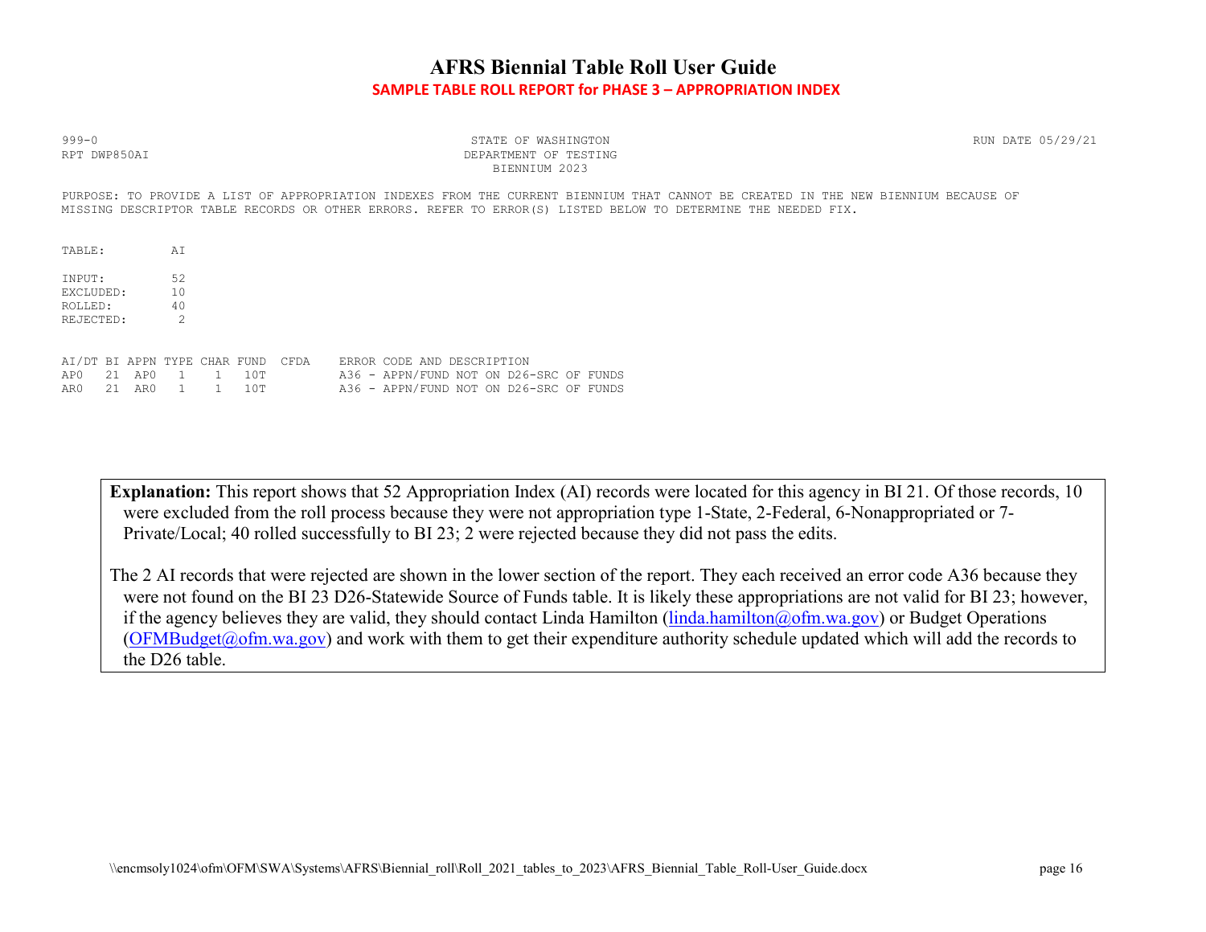# AFRS Biennial Table Roll User Guide

## SAMPLE TABLE ROLL REPORT for PHASE 3 – APPROPRIATION INDEX

```
999-0                                      STATE OF WASHINGTON                                  RUN DATE 05/29/21
RPT DWP850AI                               DEPARTMENT OF TESTING
                                              BIENNIUM 2023

PURPOSE: TO PROVIDE A LIST OF APPROPRIATION INDEXES FROM THE CURRENT BIENNIUM THAT CANNOT BE CREATED IN THE NEW BIENNIUM BECAUSE OF
MISSING DESCRIPTOR TABLE RECORDS OR OTHER ERRORS. REFER TO ERROR(S) LISTED BELOW TO DETERMINE THE NEEDED FIX.

TABLE:        AI

INPUT:        52
EXCLUDED:     10
ROLLED:       40
REJECTED:      2

AI/DT BI APPN TYPE CHAR FUND  CFDA    ERROR CODE AND DESCRIPTION
AP0   21  AP0   1    1   10T          A36 - APPN/FUND NOT ON D26-SRC OF FUNDS
AR0   21  AR0   1    1   10T          A36 - APPN/FUND NOT ON D26-SRC OF FUNDS
```

**Explanation:** This report shows that 52 Appropriation Index (AI) records were located for this agency in BI 21. Of those records, 10 were excluded from the roll process because they were not appropriation type 1-State, 2-Federal, 6-Nonappropriated or 7-Private/Local; 40 rolled successfully to BI 23; 2 were rejected because they did not pass the edits.

The 2 AI records that were rejected are shown in the lower section of the report. They each received an error code A36 because they were not found on the BI 23 D26-Statewide Source of Funds table. It is likely these appropriations are not valid for BI 23; however, if the agency believes they are valid, they should contact Linda Hamilton (linda.hamilton@ofm.wa.gov) or Budget Operations (OFMBudget@ofm.wa.gov) and work with them to get their expenditure authority schedule updated which will add the records to the D26 table.